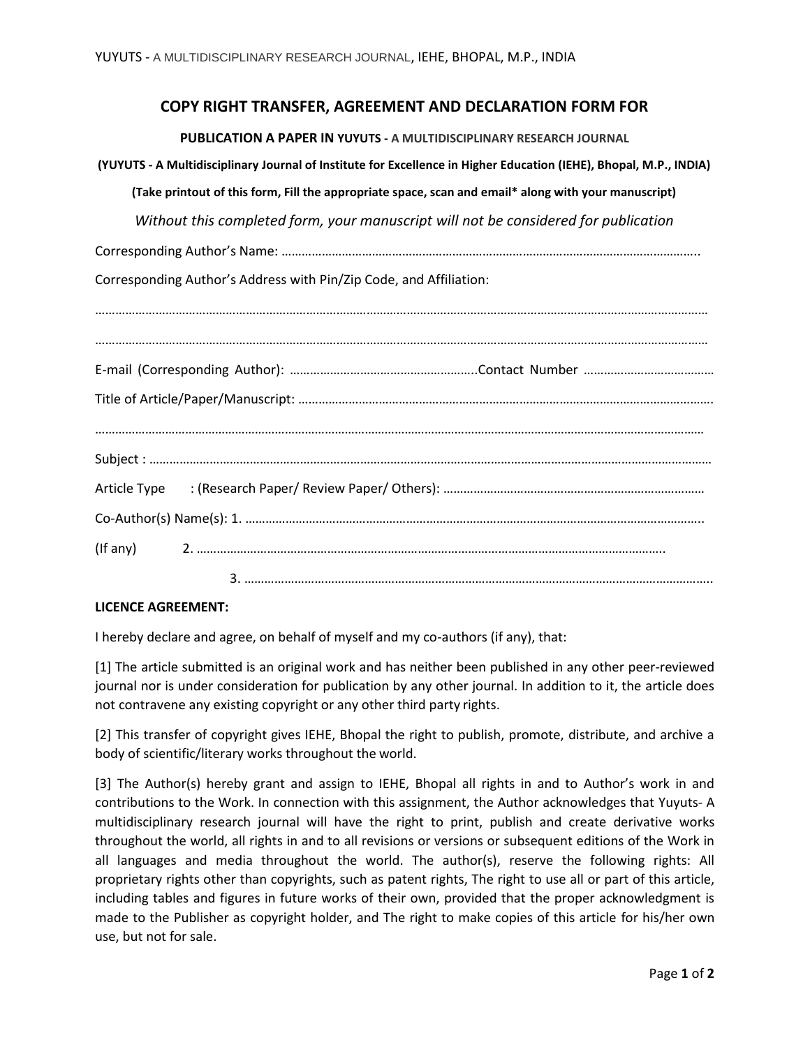# COPY RIGHT TRANSFER, AGREEMENT AND DECLARATION FORM FOR

**PUBLICATION A PAPER IN YUYUTS - A MULTIDISCIPLINARY RESEARCH JOURNAL**

**(YUYUTS - A Multidisciplinary Journal of Institute for Excellence in Higher Education (IEHE), Bhopal, M.P., INDIA)**

**(Take printout of this form, Fill the appropriate space, scan and email* along with your manuscript)**

*Without this completed form, your manuscript will not be considered for publication*

Corresponding Author's Name: ……………………………………………………………………………………………………..

Corresponding Author's Address with Pin/Zip Code, and Affiliation:

…………………………………………………………………………………………………………………………………………………

…………………………………………………………………………………………………………………………………………………

E-mail (Corresponding Author): ………………………………………………..Contact Number ………………………………

Title of Article/Paper/Manuscript: ……………………………………………………………………………………………………….

…………………………………………………………………………………………………………………………………………………

Subject : ………………………………………………………………………………………………………………………………………

Article Type : (Research Paper/ Review Paper/ Others): ……………………………………………………………………

Co-Author(s) Name(s): 1. ……………………………………………………………………………………………………………..

(If any) 2. ………………………………………………………………………………………………………………..

3. ………………………………………………………………………………………………………………………..

**LICENCE AGREEMENT:**

I hereby declare and agree, on behalf of myself and my co-authors (if any), that:

[1] The article submitted is an original work and has neither been published in any other peer-reviewed journal nor is under consideration for publication by any other journal. In addition to it, the article does not contravene any existing copyright or any other third party rights.

[2] This transfer of copyright gives IEHE, Bhopal the right to publish, promote, distribute, and archive a body of scientific/literary works throughout the world.

[3] The Author(s) hereby grant and assign to IEHE, Bhopal all rights in and to Author's work in and contributions to the Work. In connection with this assignment, the Author acknowledges that Yuyuts- A multidisciplinary research journal will have the right to print, publish and create derivative works throughout the world, all rights in and to all revisions or versions or subsequent editions of the Work in all languages and media throughout the world. The author(s), reserve the following rights: All proprietary rights other than copyrights, such as patent rights, The right to use all or part of this article, including tables and figures in future works of their own, provided that the proper acknowledgment is made to the Publisher as copyright holder, and The right to make copies of this article for his/her own use, but not for sale.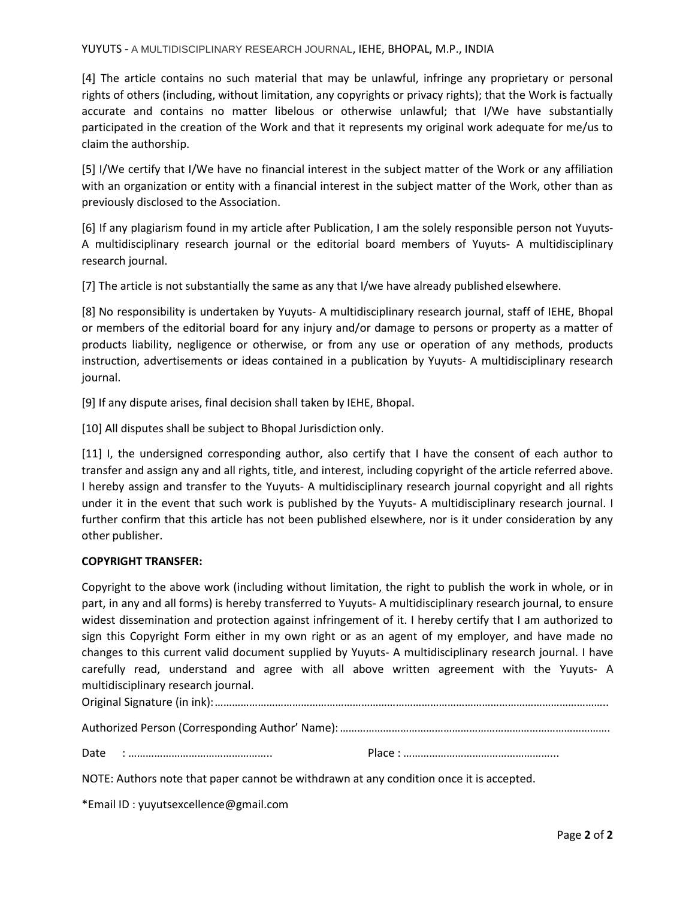[4] The article contains no such material that may be unlawful, infringe any proprietary or personal rights of others (including, without limitation, any copyrights or privacy rights); that the Work is factually accurate and contains no matter libelous or otherwise unlawful; that I/We have substantially participated in the creation of the Work and that it represents my original work adequate for me/us to claim the authorship.

[5] I/We certify that I/We have no financial interest in the subject matter of the Work or any affiliation with an organization or entity with a financial interest in the subject matter of the Work, other than as previously disclosed to the Association.

[6] If any plagiarism found in my article after Publication, I am the solely responsible person not Yuyuts- A multidisciplinary research journal or the editorial board members of Yuyuts- A multidisciplinary research journal.

[7] The article is not substantially the same as any that I/we have already published elsewhere.

[8] No responsibility is undertaken by Yuyuts- A multidisciplinary research journal, staff of IEHE, Bhopal or members of the editorial board for any injury and/or damage to persons or property as a matter of products liability, negligence or otherwise, or from any use or operation of any methods, products instruction, advertisements or ideas contained in a publication by Yuyuts- A multidisciplinary research journal.

[9] If any dispute arises, final decision shall taken by IEHE, Bhopal.

[10] All disputes shall be subject to Bhopal Jurisdiction only.

[11] I, the undersigned corresponding author, also certify that I have the consent of each author to transfer and assign any and all rights, title, and interest, including copyright of the article referred above. I hereby assign and transfer to the Yuyuts- A multidisciplinary research journal copyright and all rights under it in the event that such work is published by the Yuyuts- A multidisciplinary research journal. I further confirm that this article has not been published elsewhere, nor is it under consideration by any other publisher.

**COPYRIGHT TRANSFER:**

Copyright to the above work (including without limitation, the right to publish the work in whole, or in part, in any and all forms) is hereby transferred to Yuyuts- A multidisciplinary research journal, to ensure widest dissemination and protection against infringement of it. I hereby certify that I am authorized to sign this Copyright Form either in my own right or as an agent of my employer, and have made no changes to this current valid document supplied by Yuyuts- A multidisciplinary research journal. I have carefully read, understand and agree with all above written agreement with the Yuyuts- A multidisciplinary research journal.

Original Signature (in ink):…………………………………………………………………………………………………………………..

Authorized Person (Corresponding Author' Name):……………………………………………………………………………….

Date : …………………………………………..    Place : ……………………………………………...

NOTE: Authors note that paper cannot be withdrawn at any condition once it is accepted.

*Email ID : yuyutsexcellence@gmail.com